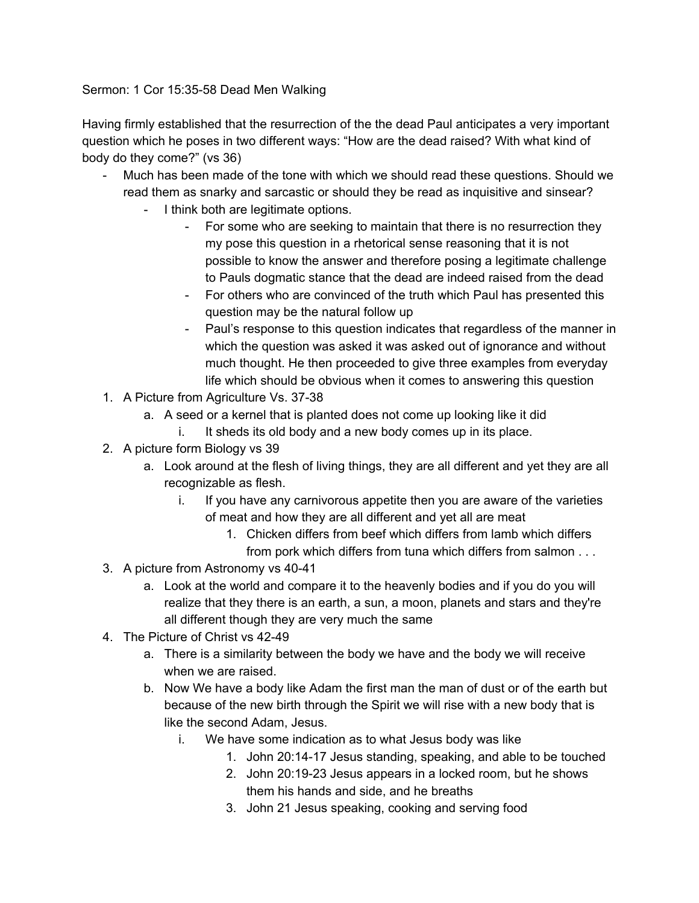Sermon: 1 Cor 15:35-58 Dead Men Walking

Having firmly established that the resurrection of the the dead Paul anticipates a very important question which he poses in two different ways: "How are the dead raised? With what kind of body do they come?" (vs 36)

- Much has been made of the tone with which we should read these questions. Should we read them as snarky and sarcastic or should they be read as inquisitive and sinsear?
    - I think both are legitimate options.
        - For some who are seeking to maintain that there is no resurrection they my pose this question in a rhetorical sense reasoning that it is not possible to know the answer and therefore posing a legitimate challenge to Pauls dogmatic stance that the dead are indeed raised from the dead
        - For others who are convinced of the truth which Paul has presented this question may be the natural follow up
        - Paul's response to this question indicates that regardless of the manner in which the question was asked it was asked out of ignorance and without much thought. He then proceeded to give three examples from everyday life which should be obvious when it comes to answering this question

1. A Picture from Agriculture Vs. 37-38
    a. A seed or a kernel that is planted does not come up looking like it did
        i. It sheds its old body and a new body comes up in its place.
2. A picture form Biology vs 39
    a. Look around at the flesh of living things, they are all different and yet they are all recognizable as flesh.
        i. If you have any carnivorous appetite then you are aware of the varieties of meat and how they are all different and yet all are meat
            1. Chicken differs from beef which differs from lamb which differs from pork which differs from tuna which differs from salmon . . .
3. A picture from Astronomy vs 40-41
    a. Look at the world and compare it to the heavenly bodies and if you do you will realize that they there is an earth, a sun, a moon, planets and stars and they're all different though they are very much the same
4. The Picture of Christ vs 42-49
    a. There is a similarity between the body we have and the body we will receive when we are raised.
    b. Now We have a body like Adam the first man the man of dust or of the earth but because of the new birth through the Spirit we will rise with a new body that is like the second Adam, Jesus.
        i. We have some indication as to what Jesus body was like
            1. John 20:14-17 Jesus standing, speaking, and able to be touched
            2. John 20:19-23 Jesus appears in a locked room, but he shows them his hands and side, and he breaths
            3. John 21 Jesus speaking, cooking and serving food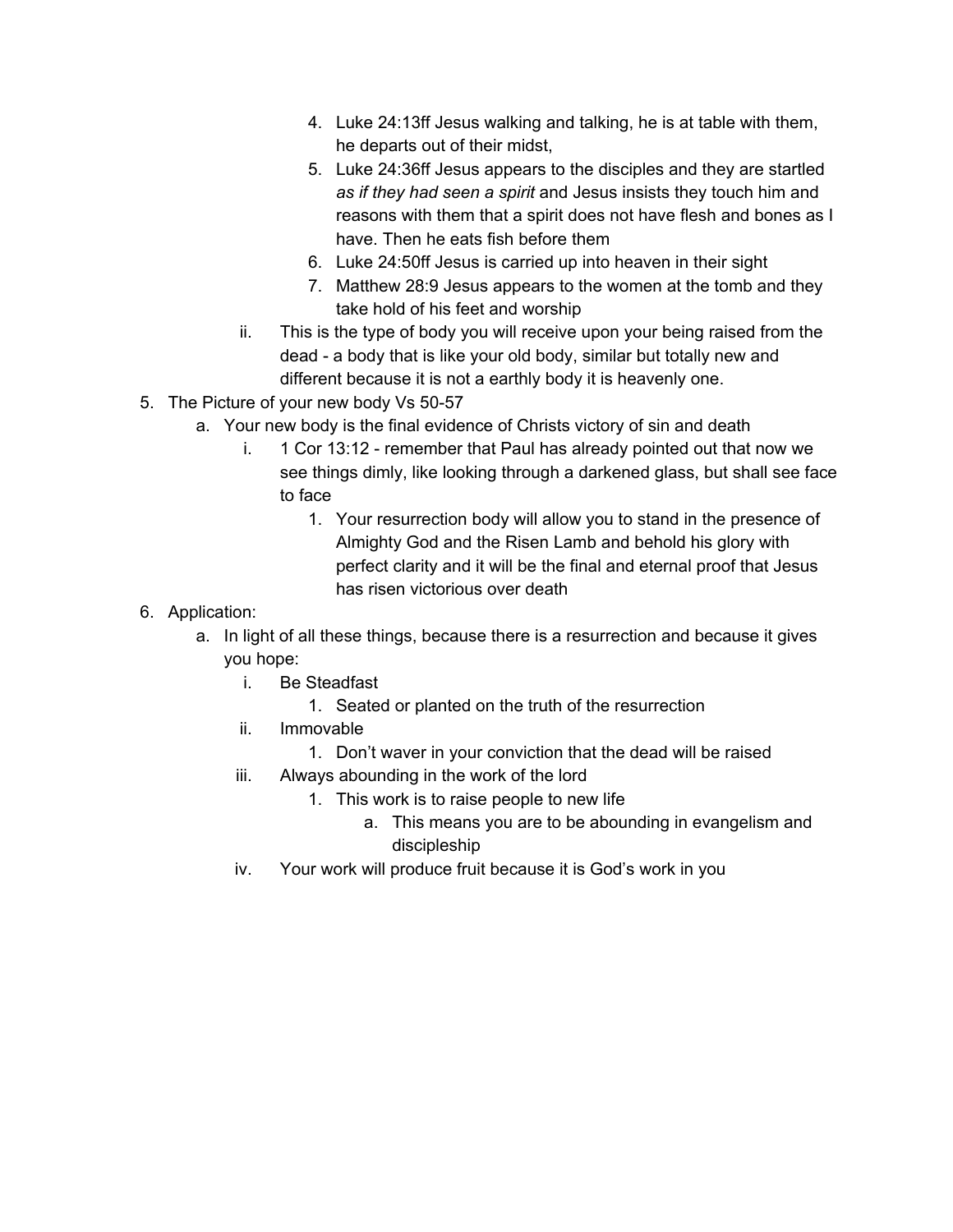4. Luke 24:13ff Jesus walking and talking, he is at table with them, he departs out of their midst,
            5. Luke 24:36ff Jesus appears to the disciples and they are startled *as if they had seen a spirit* and Jesus insists they touch him and reasons with them that a spirit does not have flesh and bones as I have. Then he eats fish before them
            6. Luke 24:50ff Jesus is carried up into heaven in their sight
            7. Matthew 28:9 Jesus appears to the women at the tomb and they take hold of his feet and worship
        ii. This is the type of body you will receive upon your being raised from the dead - a body that is like your old body, similar but totally new and different because it is not a earthly body it is heavenly one.

5. The Picture of your new body Vs 50-57
    a. Your new body is the final evidence of Christs victory of sin and death
        i. 1 Cor 13:12 - remember that Paul has already pointed out that now we see things dimly, like looking through a darkened glass, but shall see face to face
            1. Your resurrection body will allow you to stand in the presence of Almighty God and the Risen Lamb and behold his glory with perfect clarity and it will be the final and eternal proof that Jesus has risen victorious over death

6. Application:
    a. In light of all these things, because there is a resurrection and because it gives you hope:
        i. Be Steadfast
            1. Seated or planted on the truth of the resurrection
        ii. Immovable
            1. Don't waver in your conviction that the dead will be raised
        iii. Always abounding in the work of the lord
            1. This work is to raise people to new life
                a. This means you are to be abounding in evangelism and discipleship
        iv. Your work will produce fruit because it is God's work in you